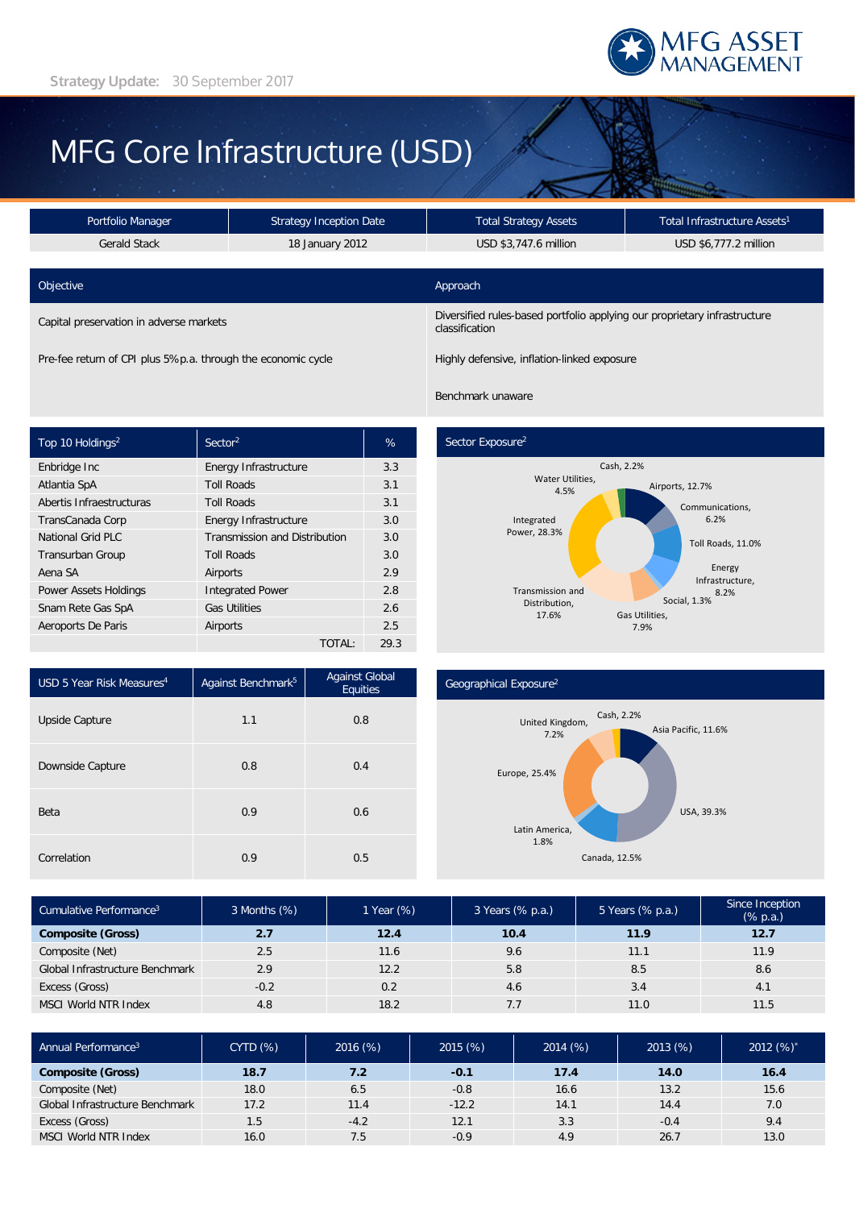Strategy Update: 30 September 2017

# MFG Core Infrastructure (USD)

| Portfolio Manager | Strategy Inception Date | Total Strategy Assets | Total Infrastructure Assets[1] |
|---|---|---|---|
| Gerald Stack | 18 January 2012 | USD $3,747.6 million | USD $6,777.2 million |

| Objective | Approach |
|---|---|
| Capital preservation in adverse markets | Diversified rules-based portfolio applying our proprietary infrastructure classification |
| Pre-fee return of CPI plus 5% p.a. through the economic cycle | Highly defensive, inflation-linked exposure |
| | Benchmark unaware |

| Top 10 Holdings[2] | Sector[2] | % |
|---|---|---|
| Enbridge Inc | Energy Infrastructure | 3.3 |
| Atlantia SpA | Toll Roads | 3.1 |
| Abertis Infraestructuras | Toll Roads | 3.1 |
| TransCanada Corp | Energy Infrastructure | 3.0 |
| National Grid PLC | Transmission and Distribution | 3.0 |
| Transurban Group | Toll Roads | 3.0 |
| Aena SA | Airports | 2.9 |
| Power Assets Holdings | Integrated Power | 2.8 |
| Snam Rete Gas SpA | Gas Utilities | 2.6 |
| Aeroports De Paris | Airports | 2.5 |
| | TOTAL: | 29.3 |

## Sector Exposure[2]

- Cash, 2.2%
- Airports, 12.7%
- Communications, 6.2%
- Toll Roads, 11.0%
- Energy Infrastructure, 8.2%
- Social, 1.3%
- Gas Utilities, 7.9%
- Transmission and Distribution, 17.6%
- Integrated Power, 28.3%
- Water Utilities, 4.5%

| USD 5 Year Risk Measures[4] | Against Benchmark[5] | Against Global Equities |
|---|---|---|
| Upside Capture | 1.1 | 0.8 |
| Downside Capture | 0.8 | 0.4 |
| Beta | 0.9 | 0.6 |
| Correlation | 0.9 | 0.5 |

## Geographical Exposure[2]

- Cash, 2.2%
- Asia Pacific, 11.6%
- USA, 39.3%
- Canada, 12.5%
- Latin America, 1.8%
- Europe, 25.4%
- United Kingdom, 7.2%

| Cumulative Performance[3] | 3 Months (%) | 1 Year (%) | 3 Years (% p.a.) | 5 Years (% p.a.) | Since Inception (% p.a.) |
|---|---|---|---|---|---|
| **Composite (Gross)** | **2.7** | **12.4** | **10.4** | **11.9** | **12.7** |
| Composite (Net) | 2.5 | 11.6 | 9.6 | 11.1 | 11.9 |
| Global Infrastructure Benchmark | 2.9 | 12.2 | 5.8 | 8.5 | 8.6 |
| Excess (Gross) | -0.2 | 0.2 | 4.6 | 3.4 | 4.1 |
| MSCI World NTR Index | 4.8 | 18.2 | 7.7 | 11.0 | 11.5 |

| Annual Performance[3] | CYTD (%) | 2016 (%) | 2015 (%) | 2014 (%) | 2013 (%) | 2012 (%)* |
|---|---|---|---|---|---|---|
| **Composite (Gross)** | **18.7** | **7.2** | **-0.1** | **17.4** | **14.0** | **16.4** |
| Composite (Net) | 18.0 | 6.5 | -0.8 | 16.6 | 13.2 | 15.6 |
| Global Infrastructure Benchmark | 17.2 | 11.4 | -12.2 | 14.1 | 14.4 | 7.0 |
| Excess (Gross) | 1.5 | -4.2 | 12.1 | 3.3 | -0.4 | 9.4 |
| MSCI World NTR Index | 16.0 | 7.5 | -0.9 | 4.9 | 26.7 | 13.0 |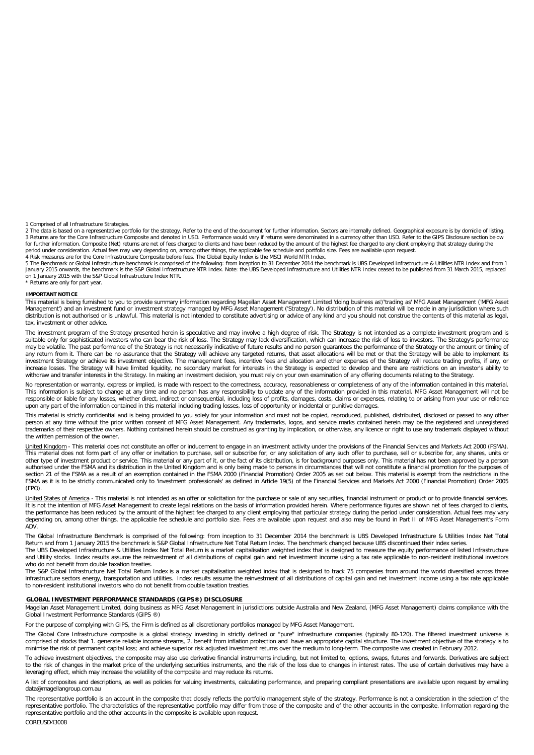1 Comprised of all Infrastructure Strategies.
2 The data is based on a representative portfolio for the strategy. Refer to the end of the document for further information. Sectors are internally defined. Geographical exposure is by domicile of listing.
3 Returns are for the Core Infrastructure Composite and denoted in USD. Performance would vary if returns were denominated in a currency other than USD. Refer to the GIPS Disclosure section below for further information. Composite (Net) returns are net of fees charged to clients and have been reduced by the amount of the highest fee charged to any client employing that strategy during the period under consideration. Actual fees may vary depending on, among other things, the applicable fee schedule and portfolio size. Fees are available upon request.
4 Risk measures are for the Core Infrastructure Composite before fees. The Global Equity Index is the MSCI World NTR Index.
5 The Benchmark or Global Infrastructure benchmark is comprised of the following: from inception to 31 December 2014 the benchmark is UBS Developed Infrastructure & Utilities NTR Index and from 1 January 2015 onwards, the benchmark is the S&P Global Infrastructure NTR Index. Note: the UBS Developed Infrastructure and Utilities NTR Index ceased to be published from 31 March 2015, replaced on 1 January 2015 with the S&P Global Infrastructure Index NTR.
* Returns are only for part year.

## IMPORTANT NOTICE

This material is being furnished to you to provide summary information regarding Magellan Asset Management Limited 'doing business as'/'trading as' MFG Asset Management ('MFG Asset Management') and an investment fund or investment strategy managed by MFG Asset Management ('Strategy'). No distribution of this material will be made in any jurisdiction where such distribution is not authorised or is unlawful. This material is not intended to constitute advertising or advice of any kind and you should not construe the contents of this material as legal, tax, investment or other advice.

The investment program of the Strategy presented herein is speculative and may involve a high degree of risk. The Strategy is not intended as a complete investment program and is suitable only for sophisticated investors who can bear the risk of loss. The Strategy may lack diversification, which can increase the risk of loss to investors. The Strategy's performance may be volatile. The past performance of the Strategy is not necessarily indicative of future results and no person guarantees the performance of the Strategy or the amount or timing of any return from it. There can be no assurance that the Strategy will achieve any targeted returns, that asset allocations will be met or that the Strategy will be able to implement its investment Strategy or achieve its investment objective. The management fees, incentive fees and allocation and other expenses of the Strategy will reduce trading profits, if any, or increase losses. The Strategy will have limited liquidity, no secondary market for interests in the Strategy is expected to develop and there are restrictions on an investor's ability to withdraw and transfer interests in the Strategy. In making an investment decision, you must rely on your own examination of any offering documents relating to the Strategy.

No representation or warranty, express or implied, is made with respect to the correctness, accuracy, reasonableness or completeness of any of the information contained in this material. This information is subject to change at any time and no person has any responsibility to update any of the information provided in this material. MFG Asset Management will not be responsible or liable for any losses, whether direct, indirect or consequential, including loss of profits, damages, costs, claims or expenses, relating to or arising from your use or reliance upon any part of the information contained in this material including trading losses, loss of opportunity or incidental or punitive damages.

This material is strictly confidential and is being provided to you solely for your information and must not be copied, reproduced, published, distributed, disclosed or passed to any other person at any time without the prior written consent of MFG Asset Management. Any trademarks, logos, and service marks contained herein may be the registered and unregistered trademarks of their respective owners. Nothing contained herein should be construed as granting by implication, or otherwise, any licence or right to use any trademark displayed without the written permission of the owner.

United Kingdom - This material does not constitute an offer or inducement to engage in an investment activity under the provisions of the Financial Services and Markets Act 2000 (FSMA). This material does not form part of any offer or invitation to purchase, sell or subscribe for, or any solicitation of any such offer to purchase, sell or subscribe for, any shares, units or other type of investment product or service. This material or any part of it, or the fact of its distribution, is for background purposes only. This material has not been approved by a person authorised under the FSMA and its distribution in the United Kingdom and is only being made to persons in circumstances that will not constitute a financial promotion for the purposes of section 21 of the FSMA as a result of an exemption contained in the FSMA 2000 (Financial Promotion) Order 2005 as set out below. This material is exempt from the restrictions in the FSMA as it is to be strictly communicated only to 'investment professionals' as defined in Article 19(5) of the Financial Services and Markets Act 2000 (Financial Promotion) Order 2005 (FPO).

United States of America - This material is not intended as an offer or solicitation for the purchase or sale of any securities, financial instrument or product or to provide financial services. It is not the intention of MFG Asset Management to create legal relations on the basis of information provided herein. Where performance figures are shown net of fees charged to clients, the performance has been reduced by the amount of the highest fee charged to any client employing that particular strategy during the period under consideration. Actual fees may vary depending on, among other things, the applicable fee schedule and portfolio size. Fees are available upon request and also may be found in Part II of MFG Asset Management's Form ADV.

The Global Infrastructure Benchmark is comprised of the following: from inception to 31 December 2014 the benchmark is UBS Developed Infrastructure & Utilities Index Net Total Return and from 1 January 2015 the benchmark is S&P Global Infrastructure Net Total Return Index. The benchmark changed because UBS discontinued their index series.
The UBS Developed Infrastructure & Utilities Index Net Total Return is a market capitalisation weighted index that is designed to measure the equity performance of listed Infrastructure and Utility stocks. Index results assume the reinvestment of all distributions of capital gain and net investment income using a tax rate applicable to non-resident institutional investors who do not benefit from double taxation treaties.
The S&P Global Infrastructure Net Total Return Index is a market capitalisation weighted index that is designed to track 75 companies from around the world diversified across three infrastructure sectors energy, transportation and utilities. Index results assume the reinvestment of all distributions of capital gain and net investment income using a tax rate applicable to non-resident institutional investors who do not benefit from double taxation treaties.

## GLOBAL INVESTMENT PERFORMANCE STANDARDS (GIPS®) DISCLOSURE

Magellan Asset Management Limited, doing business as MFG Asset Management in jurisdictions outside Australia and New Zealand, (MFG Asset Management) claims compliance with the Global Investment Performance Standards (GIPS ®)

For the purpose of complying with GIPS, the Firm is defined as all discretionary portfolios managed by MFG Asset Management.

The Global Core Infrastructure composite is a global strategy investing in strictly defined or "pure" infrastructure companies (typically 80-120). The filtered investment universe is comprised of stocks that 1. generate reliable income streams, 2. benefit from inflation protection and have an appropriate capital structure. The investment objective of the strategy is to minimise the risk of permanent capital loss; and achieve superior risk adjusted investment returns over the medium to long-term. The composite was created in February 2012.

To achieve investment objectives, the composite may also use derivative financial instruments including, but not limited to, options, swaps, futures and forwards. Derivatives are subject to the risk of changes in the market price of the underlying securities instruments, and the risk of the loss due to changes in interest rates. The use of certain derivatives may have a leveraging effect, which may increase the volatility of the composite and may reduce its returns.

A list of composites and descriptions, as well as policies for valuing investments, calculating performance, and preparing compliant presentations are available upon request by emailing data@magellangroup.com.au

The representative portfolio is an account in the composite that closely reflects the portfolio management style of the strategy. Performance is not a consideration in the selection of the representative portfolio. The characteristics of the representative portfolio may differ from those of the composite and of the other accounts in the composite. Information regarding the representative portfolio and the other accounts in the composite is available upon request.

COREUSD43008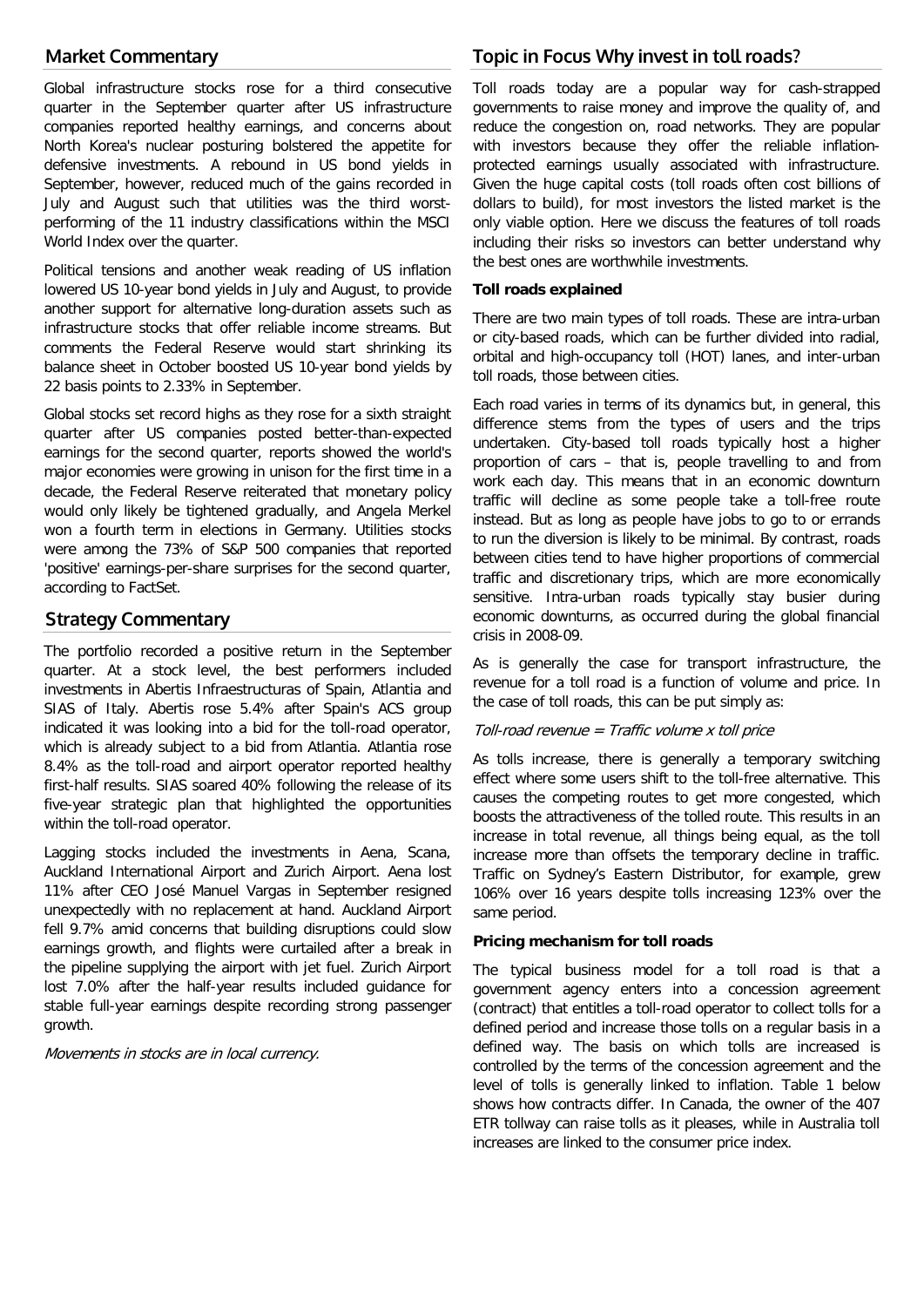## Market Commentary

Global infrastructure stocks rose for a third consecutive quarter in the September quarter after US infrastructure companies reported healthy earnings, and concerns about North Korea's nuclear posturing bolstered the appetite for defensive investments. A rebound in US bond yields in September, however, reduced much of the gains recorded in July and August such that utilities was the third worst-performing of the 11 industry classifications within the MSCI World Index over the quarter.

Political tensions and another weak reading of US inflation lowered US 10-year bond yields in July and August, to provide another support for alternative long-duration assets such as infrastructure stocks that offer reliable income streams. But comments the Federal Reserve would start shrinking its balance sheet in October boosted US 10-year bond yields by 22 basis points to 2.33% in September.

Global stocks set record highs as they rose for a sixth straight quarter after US companies posted better-than-expected earnings for the second quarter, reports showed the world's major economies were growing in unison for the first time in a decade, the Federal Reserve reiterated that monetary policy would only likely be tightened gradually, and Angela Merkel won a fourth term in elections in Germany. Utilities stocks were among the 73% of S&P 500 companies that reported 'positive' earnings-per-share surprises for the second quarter, according to FactSet.

## Strategy Commentary

The portfolio recorded a positive return in the September quarter. At a stock level, the best performers included investments in Abertis Infraestructuras of Spain, Atlantia and SIAS of Italy. Abertis rose 5.4% after Spain's ACS group indicated it was looking into a bid for the toll-road operator, which is already subject to a bid from Atlantia. Atlantia rose 8.4% as the toll-road and airport operator reported healthy first-half results. SIAS soared 40% following the release of its five-year strategic plan that highlighted the opportunities within the toll-road operator.

Lagging stocks included the investments in Aena, Scana, Auckland International Airport and Zurich Airport. Aena lost 11% after CEO José Manuel Vargas in September resigned unexpectedly with no replacement at hand. Auckland Airport fell 9.7% amid concerns that building disruptions could slow earnings growth, and flights were curtailed after a break in the pipeline supplying the airport with jet fuel. Zurich Airport lost 7.0% after the half-year results included guidance for stable full-year earnings despite recording strong passenger growth.

*Movements in stocks are in local currency.*

## Topic in Focus Why invest in toll roads?

Toll roads today are a popular way for cash-strapped governments to raise money and improve the quality of, and reduce the congestion on, road networks. They are popular with investors because they offer the reliable inflation-protected earnings usually associated with infrastructure. Given the huge capital costs (toll roads often cost billions of dollars to build), for most investors the listed market is the only viable option. Here we discuss the features of toll roads including their risks so investors can better understand why the best ones are worthwhile investments.

**Toll roads explained**

There are two main types of toll roads. These are intra-urban or city-based roads, which can be further divided into radial, orbital and high-occupancy toll (HOT) lanes, and inter-urban toll roads, those between cities.

Each road varies in terms of its dynamics but, in general, this difference stems from the types of users and the trips undertaken. City-based toll roads typically host a higher proportion of cars – that is, people travelling to and from work each day. This means that in an economic downturn traffic will decline as some people take a toll-free route instead. But as long as people have jobs to go to or errands to run the diversion is likely to be minimal. By contrast, roads between cities tend to have higher proportions of commercial traffic and discretionary trips, which are more economically sensitive. Intra-urban roads typically stay busier during economic downturns, as occurred during the global financial crisis in 2008-09.

As is generally the case for transport infrastructure, the revenue for a toll road is a function of volume and price. In the case of toll roads, this can be put simply as:

*Toll-road revenue = Traffic volume x toll price*

As tolls increase, there is generally a temporary switching effect where some users shift to the toll-free alternative. This causes the competing routes to get more congested, which boosts the attractiveness of the tolled route. This results in an increase in total revenue, all things being equal, as the toll increase more than offsets the temporary decline in traffic. Traffic on Sydney's Eastern Distributor, for example, grew 106% over 16 years despite tolls increasing 123% over the same period.

**Pricing mechanism for toll roads**

The typical business model for a toll road is that a government agency enters into a concession agreement (contract) that entitles a toll-road operator to collect tolls for a defined period and increase those tolls on a regular basis in a defined way. The basis on which tolls are increased is controlled by the terms of the concession agreement and the level of tolls is generally linked to inflation. Table 1 below shows how contracts differ. In Canada, the owner of the 407 ETR tollway can raise tolls as it pleases, while in Australia toll increases are linked to the consumer price index.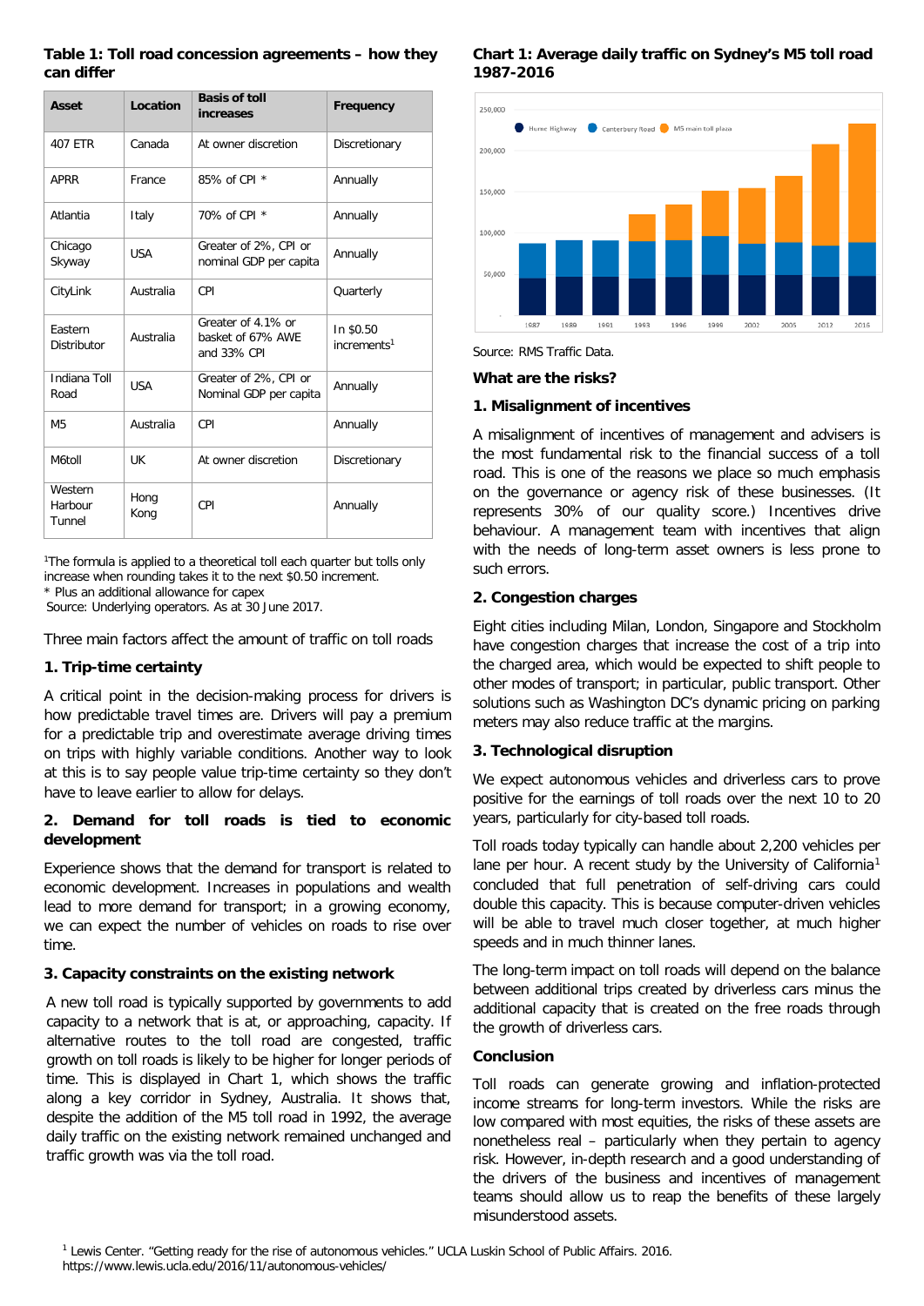**Table 1: Toll road concession agreements – how they can differ**

| Asset | Location | Basis of toll increases | Frequency |
|---|---|---|---|
| 407 ETR | Canada | At owner discretion | Discretionary |
| APRR | France | 85% of CPI * | Annually |
| Atlantia | Italy | 70% of CPI * | Annually |
| Chicago Skyway | USA | Greater of 2%, CPI or nominal GDP per capita | Annually |
| CityLink | Australia | CPI | Quarterly |
| Eastern Distributor | Australia | Greater of 4.1% or basket of 67% AWE and 33% CPI | In $0.50 increments[1] |
| Indiana Toll Road | USA | Greater of 2%, CPI or Nominal GDP per capita | Annually |
| M5 | Australia | CPI | Annually |
| M6toll | UK | At owner discretion | Discretionary |
| Western Harbour Tunnel | Hong Kong | CPI | Annually |

[1]The formula is applied to a theoretical toll each quarter but tolls only increase when rounding takes it to the next $0.50 increment.
* Plus an additional allowance for capex
Source: Underlying operators. As at 30 June 2017.

Three main factors affect the amount of traffic on toll roads

### 1. Trip-time certainty

A critical point in the decision-making process for drivers is how predictable travel times are. Drivers will pay a premium for a predictable trip and overestimate average driving times on trips with highly variable conditions. Another way to look at this is to say people value trip-time certainty so they don't have to leave earlier to allow for delays.

### 2. Demand for toll roads is tied to economic development

Experience shows that the demand for transport is related to economic development. Increases in populations and wealth lead to more demand for transport; in a growing economy, we can expect the number of vehicles on roads to rise over time.

### 3. Capacity constraints on the existing network

A new toll road is typically supported by governments to add capacity to a network that is at, or approaching, capacity. If alternative routes to the toll road are congested, traffic growth on toll roads is likely to be higher for longer periods of time. This is displayed in Chart 1, which shows the traffic along a key corridor in Sydney, Australia. It shows that, despite the addition of the M5 toll road in 1992, the average daily traffic on the existing network remained unchanged and traffic growth was via the toll road.

**Chart 1: Average daily traffic on Sydney's M5 toll road 1987-2016**

Hume Highway
Canterbury Road
M5 main toll plaza
250,000
200,000
150,000
100,000
50,000
-
1987 1989 1991 1993 1996 1999 2002 2005 2012 2016

Source: RMS Traffic Data.

### What are the risks?

### 1. Misalignment of incentives

A misalignment of incentives of management and advisers is the most fundamental risk to the financial success of a toll road. This is one of the reasons we place so much emphasis on the governance or agency risk of these businesses. (It represents 30% of our quality score.) Incentives drive behaviour. A management team with incentives that align with the needs of long-term asset owners is less prone to such errors.

### 2. Congestion charges

Eight cities including Milan, London, Singapore and Stockholm have congestion charges that increase the cost of a trip into the charged area, which would be expected to shift people to other modes of transport; in particular, public transport. Other solutions such as Washington DC's dynamic pricing on parking meters may also reduce traffic at the margins.

### 3. Technological disruption

We expect autonomous vehicles and driverless cars to prove positive for the earnings of toll roads over the next 10 to 20 years, particularly for city-based toll roads.

Toll roads today typically can handle about 2,200 vehicles per lane per hour. A recent study by the University of California[1] concluded that full penetration of self-driving cars could double this capacity. This is because computer-driven vehicles will be able to travel much closer together, at much higher speeds and in much thinner lanes.

The long-term impact on toll roads will depend on the balance between additional trips created by driverless cars minus the additional capacity that is created on the free roads through the growth of driverless cars.

### Conclusion

Toll roads can generate growing and inflation-protected income streams for long-term investors. While the risks are low compared with most equities, the risks of these assets are nonetheless real – particularly when they pertain to agency risk. However, in-depth research and a good understanding of the drivers of the business and incentives of management teams should allow us to reap the benefits of these largely misunderstood assets.

[1] Lewis Center. "Getting ready for the rise of autonomous vehicles." UCLA Luskin School of Public Affairs. 2016. https://www.lewis.ucla.edu/2016/11/autonomous-vehicles/